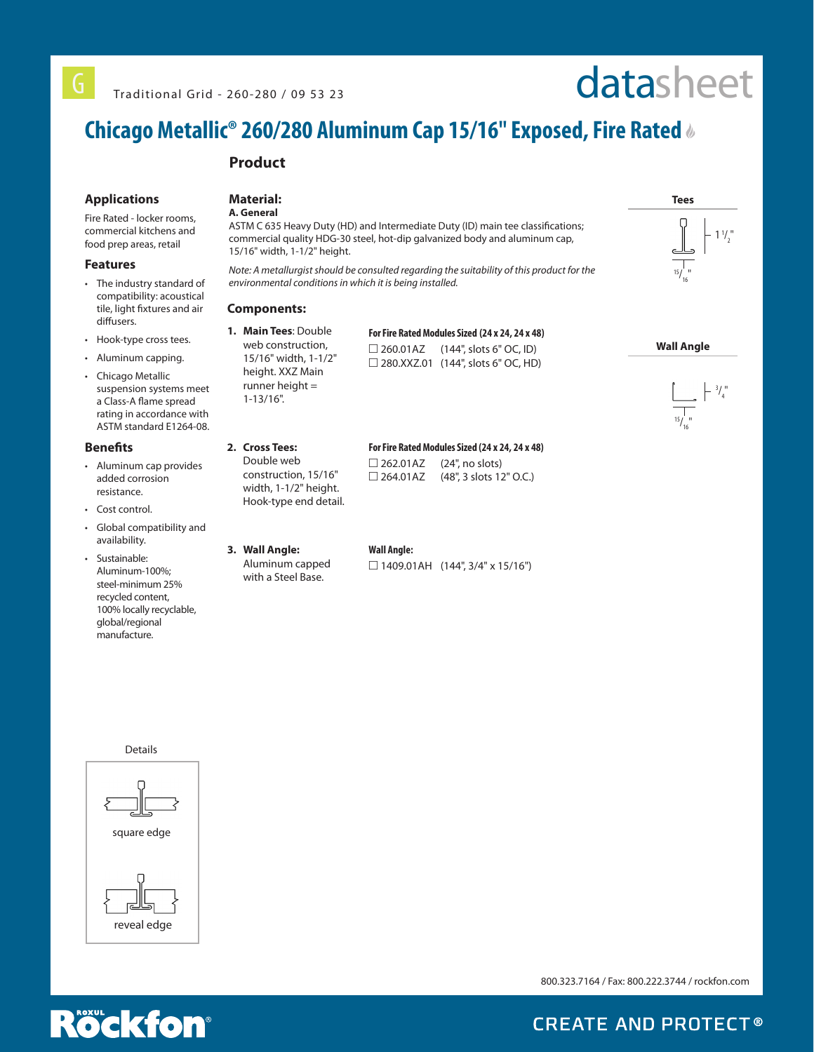G Traditional Grid - 260-280 / 09 53 23

datasheet

# Chicago Metallic® 260/280 Aluminum Cap 15/16" Exposed, Fire Rated

## Applications

Fire Rated - locker rooms, commercial kitchens and food prep areas, retail

## Features

- The industry standard of compatibility: acoustical tile, light fixtures and air diffusers.
- Hook-type cross tees.
- Aluminum capping.
- Chicago Metallic suspension systems meet a Class-A flame spread rating in accordance with ASTM standard E1264-08.

## Benefits

- Aluminum cap provides added corrosion resistance.
- Cost control.
- Global compatibility and availability.
- Sustainable: Aluminum-100%; steel-minimum 25% recycled content, 100% locally recyclable, global/regional manufacture.

## Product

### Material:

**A. General**

ASTM C 635 Heavy Duty (HD) and Intermediate Duty (ID) main tee classifications; commercial quality HDG-30 steel, hot-dip galvanized body and aluminum cap, 15/16" width, 1-1/2" height.

*Note: A metallurgist should be consulted regarding the suitability of this product for the environmental conditions in which it is being installed.*

### Components:

1. **Main Tees**: Double web construction, 15/16" width, 1-1/2" height. XXZ Main runner height = 1-13/16".

   **For Fire Rated Modules Sized (24 x 24, 24 x 48)**
   - ☐ 260.01AZ (144", slots 6" OC, ID)
   - ☐ 280.XXZ.01 (144", slots 6" OC, HD)

2. **Cross Tees:** Double web construction, 15/16" width, 1-1/2" height. Hook-type end detail.

   **For Fire Rated Modules Sized (24 x 24, 24 x 48)**
   - ☐ 262.01AZ (24", no slots)
   - ☐ 264.01AZ (48", 3 slots 12" O.C.)

3. **Wall Angle:** Aluminum capped with a Steel Base.

   **Wall Angle:**
   - ☐ 1409.01AH (144", 3/4" x 15/16")

**Tees**

1 1/2"

15/16"

**Wall Angle**

3/4"

15/16"

Details

square edge

reveal edge

800.323.7164 / Fax: 800.222.3744 / rockfon.com

ROXUL Rockfon®

CREATE AND PROTECT®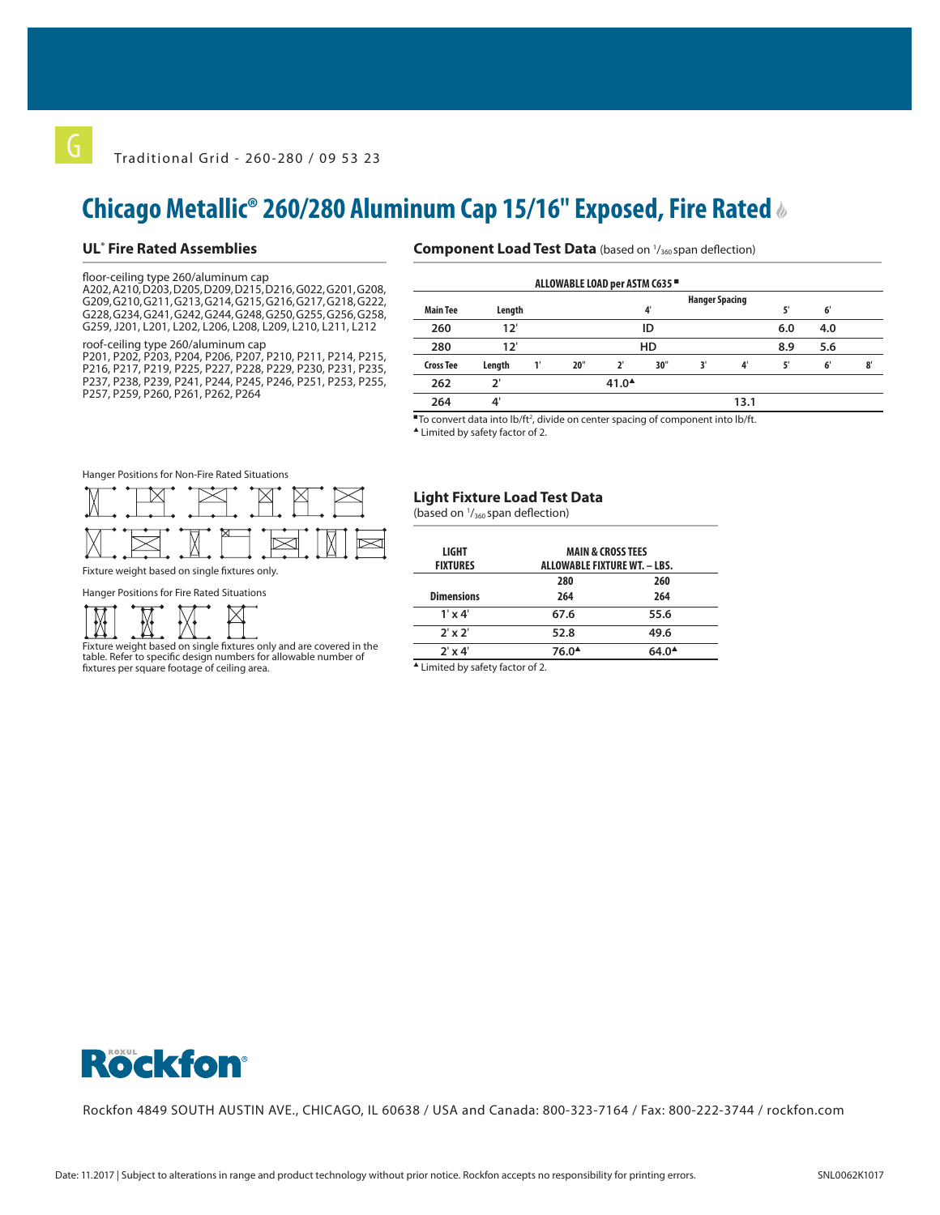# Chicago Metallic® 260/280 Aluminum Cap 15/16" Exposed, Fire Rated

## UL® Fire Rated Assemblies

floor-ceiling type 260/aluminum cap
A202, A210, D203, D205, D209, D215, D216, G022, G201, G208, G209, G210, G211, G213, G214, G215, G216, G217, G218, G222, G228, G234, G241, G242, G244, G248, G250, G255, G256, G258, G259, J201, L201, L202, L206, L208, L209, L210, L211, L212

roof-ceiling type 260/aluminum cap
P201, P202, P203, P204, P206, P207, P210, P211, P214, P215, P216, P217, P219, P225, P227, P228, P229, P230, P231, P235, P237, P238, P239, P241, P244, P245, P246, P251, P253, P255, P257, P259, P260, P261, P262, P264

Hanger Positions for Non-Fire Rated Situations

Fixture weight based on single fixtures only.

Hanger Positions for Fire Rated Situations

Fixture weight based on single fixtures only and are covered in the table. Refer to specific design numbers for allowable number of fixtures per square footage of ceiling area.

## Component Load Test Data (based on $^1/_{360}$ span deflection)

| ALLOWABLE LOAD per ASTM C635■ | | | | | | | | | | |
|---|---|---|---|---|---|---|---|---|---|---|
| | | Hanger Spacing | | | | | | | | |
| **Main Tee** | **Length** | | | | **4'** | | | **5'** | **6'** | |
| **260** | 12' | | | | ID | | | 6.0 | 4.0 | |
| **280** | 12' | | | | HD | | | 8.9 | 5.6 | |
| **Cross Tee** | **Length** | **1'** | **20"** | **2'** | **30"** | **3'** | **4'** | **5'** | **6'** | **8'** |
| **262** | 2' | | | 41.0▲ | | | | | | |
| **264** | 4' | | | | | | 13.1 | | | |

■ To convert data into lb/ft², divide on center spacing of component into lb/ft.
▲ Limited by safety factor of 2.

## Light Fixture Load Test Data

(based on $^1/_{360}$ span deflection)

| LIGHT FIXTURES | MAIN & CROSS TEES ALLOWABLE FIXTURE WT. – LBS. | |
|---|---|---|
| | **280** | **260** |
| **Dimensions** | **264** | **264** |
| 1' x 4' | 67.6 | 55.6 |
| 2' x 2' | 52.8 | 49.6 |
| 2' x 4' | 76.0▲ | 64.0▲ |

▲ Limited by safety factor of 2.

Rockfon 4849 SOUTH AUSTIN AVE., CHICAGO, IL 60638 / USA and Canada: 800-323-7164 / Fax: 800-222-3744 / rockfon.com

Date: 11.2017 | Subject to alterations in range and product technology without prior notice. Rockfon accepts no responsibility for printing errors.

SNL0062K1017